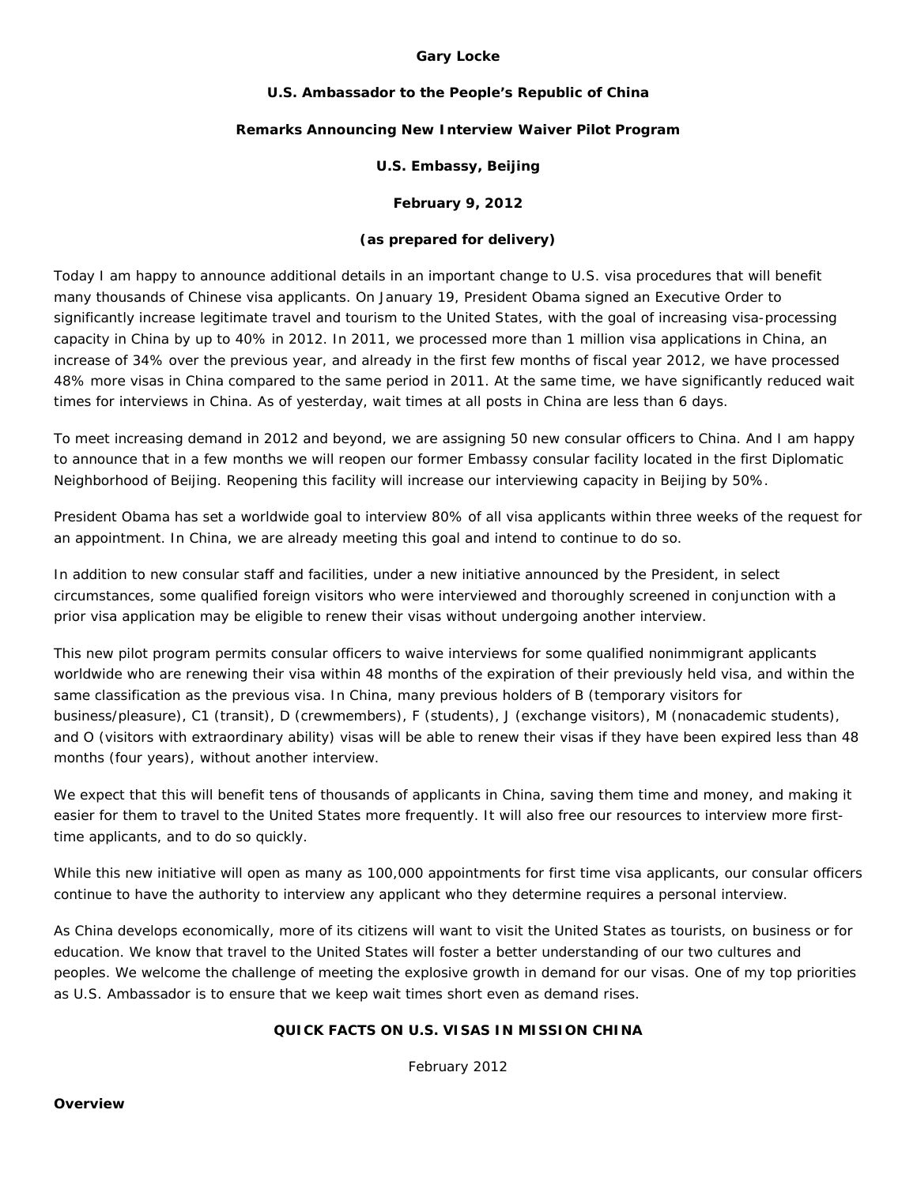**Gary Locke**

**U.S. Ambassador to the People's Republic of China**

**Remarks Announcing New Interview Waiver Pilot Program**

**U.S. Embassy, Beijing**

**February 9, 2012**

**(as prepared for delivery)**

Today I am happy to announce additional details in an important change to U.S. visa procedures that will benefit many thousands of Chinese visa applicants. On January 19, President Obama signed an Executive Order to significantly increase legitimate travel and tourism to the United States, with the goal of increasing visa-processing capacity in China by up to 40% in 2012. In 2011, we processed more than 1 million visa applications in China, an increase of 34% over the previous year, and already in the first few months of fiscal year 2012, we have processed 48% more visas in China compared to the same period in 2011. At the same time, we have significantly reduced wait times for interviews in China. As of yesterday, wait times at all posts in China are less than 6 days.

To meet increasing demand in 2012 and beyond, we are assigning 50 new consular officers to China. And I am happy to announce that in a few months we will reopen our former Embassy consular facility located in the first Diplomatic Neighborhood of Beijing. Reopening this facility will increase our interviewing capacity in Beijing by 50%.

President Obama has set a worldwide goal to interview 80% of all visa applicants within three weeks of the request for an appointment. In China, we are already meeting this goal and intend to continue to do so.

In addition to new consular staff and facilities, under a new initiative announced by the President, in select circumstances, some qualified foreign visitors who were interviewed and thoroughly screened in conjunction with a prior visa application may be eligible to renew their visas without undergoing another interview.

This new pilot program permits consular officers to waive interviews for some qualified nonimmigrant applicants worldwide who are renewing their visa within 48 months of the expiration of their previously held visa, and within the same classification as the previous visa. In China, many previous holders of B (temporary visitors for business/pleasure), C1 (transit), D (crewmembers), F (students), J (exchange visitors), M (nonacademic students), and O (visitors with extraordinary ability) visas will be able to renew their visas if they have been expired less than 48 months (four years), without another interview.

We expect that this will benefit tens of thousands of applicants in China, saving them time and money, and making it easier for them to travel to the United States more frequently. It will also free our resources to interview more first-time applicants, and to do so quickly.

While this new initiative will open as many as 100,000 appointments for first time visa applicants, our consular officers continue to have the authority to interview any applicant who they determine requires a personal interview.

As China develops economically, more of its citizens will want to visit the United States as tourists, on business or for education. We know that travel to the United States will foster a better understanding of our two cultures and peoples. We welcome the challenge of meeting the explosive growth in demand for our visas. One of my top priorities as U.S. Ambassador is to ensure that we keep wait times short even as demand rises.

## QUICK FACTS ON U.S. VISAS IN MISSION CHINA

February 2012

**Overview**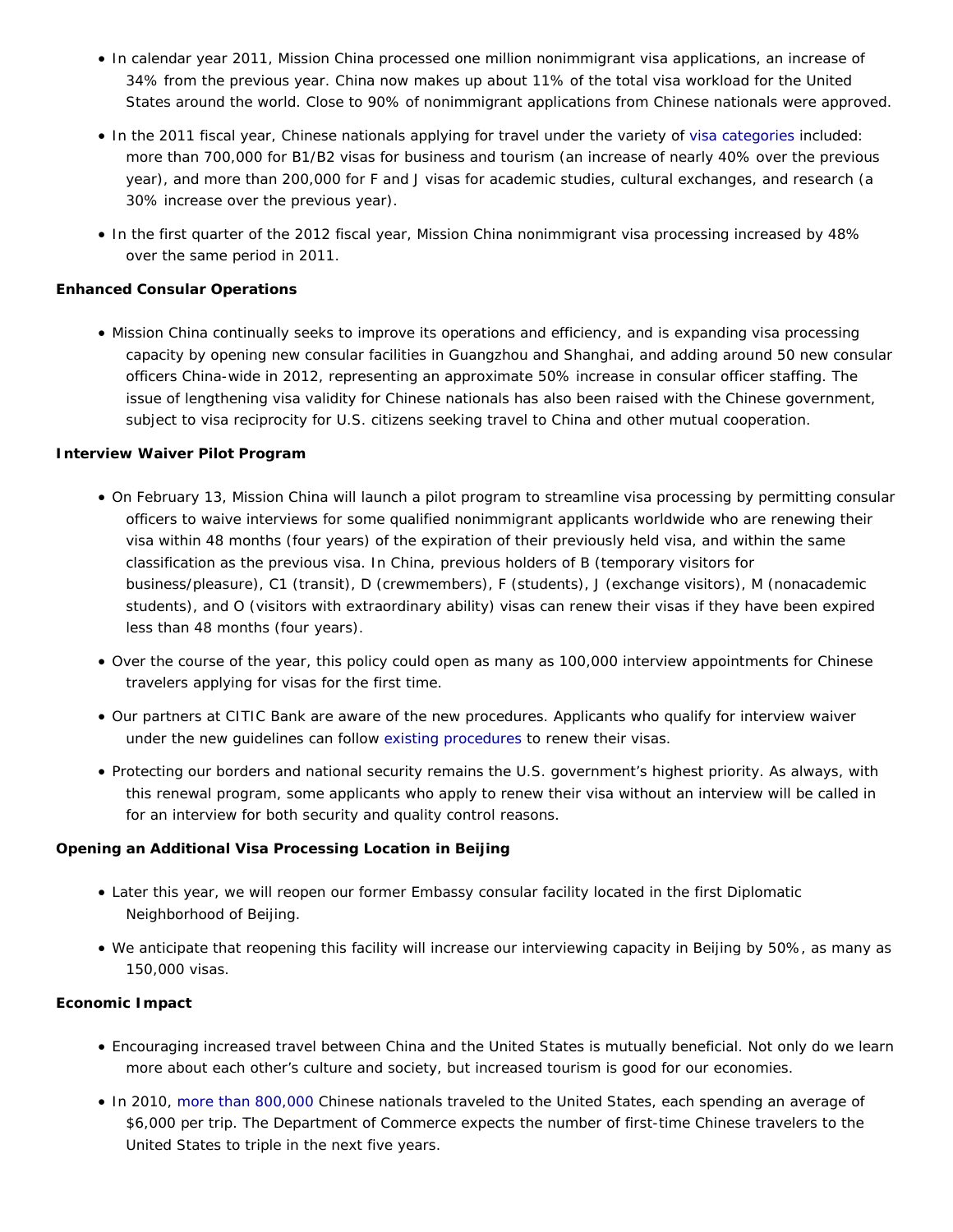- In calendar year 2011, Mission China processed one million nonimmigrant visa applications, an increase of 34% from the previous year. China now makes up about 11% of the total visa workload for the United States around the world. Close to 90% of nonimmigrant applications from Chinese nationals were approved.
- In the 2011 fiscal year, Chinese nationals applying for travel under the variety of visa categories included: more than 700,000 for B1/B2 visas for business and tourism (an increase of nearly 40% over the previous year), and more than 200,000 for F and J visas for academic studies, cultural exchanges, and research (a 30% increase over the previous year).
- In the first quarter of the 2012 fiscal year, Mission China nonimmigrant visa processing increased by 48% over the same period in 2011.

**Enhanced Consular Operations**

- Mission China continually seeks to improve its operations and efficiency, and is expanding visa processing capacity by opening new consular facilities in Guangzhou and Shanghai, and adding around 50 new consular officers China-wide in 2012, representing an approximate 50% increase in consular officer staffing. The issue of lengthening visa validity for Chinese nationals has also been raised with the Chinese government, subject to visa reciprocity for U.S. citizens seeking travel to China and other mutual cooperation.

**Interview Waiver Pilot Program**

- On February 13, Mission China will launch a pilot program to streamline visa processing by permitting consular officers to waive interviews for some qualified nonimmigrant applicants worldwide who are renewing their visa within 48 months (four years) of the expiration of their previously held visa, and within the same classification as the previous visa. In China, previous holders of B (temporary visitors for business/pleasure), C1 (transit), D (crewmembers), F (students), J (exchange visitors), M (nonacademic students), and O (visitors with extraordinary ability) visas can renew their visas if they have been expired less than 48 months (four years).
- Over the course of the year, this policy could open as many as 100,000 interview appointments for Chinese travelers applying for visas for the first time.
- Our partners at CITIC Bank are aware of the new procedures. Applicants who qualify for interview waiver under the new guidelines can follow existing procedures to renew their visas.
- Protecting our borders and national security remains the U.S. government's highest priority. As always, with this renewal program, some applicants who apply to renew their visa without an interview will be called in for an interview for both security and quality control reasons.

**Opening an Additional Visa Processing Location in Beijing**

- Later this year, we will reopen our former Embassy consular facility located in the first Diplomatic Neighborhood of Beijing.
- We anticipate that reopening this facility will increase our interviewing capacity in Beijing by 50%, as many as 150,000 visas.

**Economic Impact**

- Encouraging increased travel between China and the United States is mutually beneficial. Not only do we learn more about each other's culture and society, but increased tourism is good for our economies.
- In 2010, more than 800,000 Chinese nationals traveled to the United States, each spending an average of $6,000 per trip. The Department of Commerce expects the number of first-time Chinese travelers to the United States to triple in the next five years.